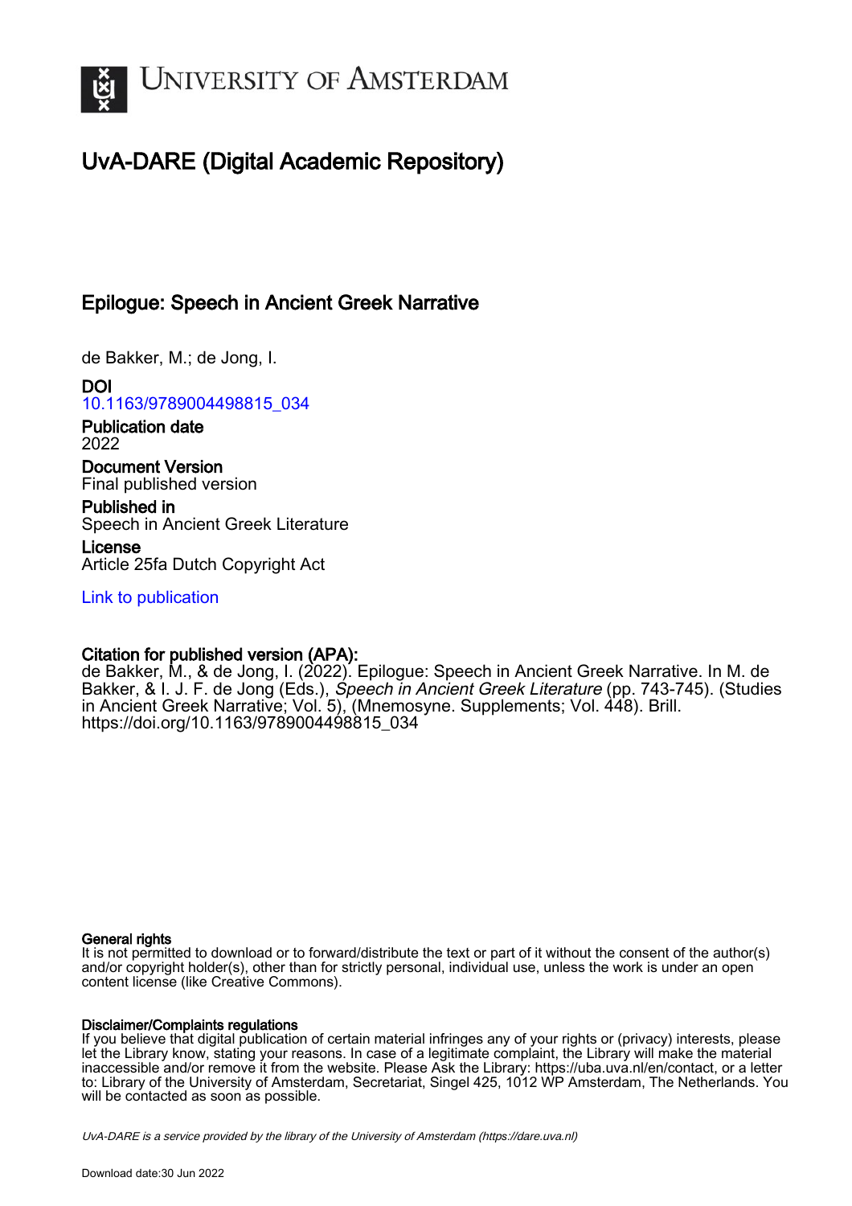# University of Amsterdam

## UvA-DARE (Digital Academic Repository)

### Epilogue: Speech in Ancient Greek Narrative

de Bakker, M.; de Jong, I.

**DOI**
10.1163/9789004498815_034

**Publication date**
2022

**Document Version**
Final published version

**Published in**
Speech in Ancient Greek Literature

**License**
Article 25fa Dutch Copyright Act

Link to publication

**Citation for published version (APA):**
de Bakker, M., & de Jong, I. (2022). Epilogue: Speech in Ancient Greek Narrative. In M. de Bakker, & I. J. F. de Jong (Eds.), *Speech in Ancient Greek Literature* (pp. 743-745). (Studies in Ancient Greek Narrative; Vol. 5), (Mnemosyne. Supplements; Vol. 448). Brill. https://doi.org/10.1163/9789004498815_034

**General rights**
It is not permitted to download or to forward/distribute the text or part of it without the consent of the author(s) and/or copyright holder(s), other than for strictly personal, individual use, unless the work is under an open content license (like Creative Commons).

**Disclaimer/Complaints regulations**
If you believe that digital publication of certain material infringes any of your rights or (privacy) interests, please let the Library know, stating your reasons. In case of a legitimate complaint, the Library will make the material inaccessible and/or remove it from the website. Please Ask the Library: https://uba.uva.nl/en/contact, or a letter to: Library of the University of Amsterdam, Secretariat, Singel 425, 1012 WP Amsterdam, The Netherlands. You will be contacted as soon as possible.

*UvA-DARE is a service provided by the library of the University of Amsterdam (https://dare.uva.nl)*

Download date:30 Jun 2022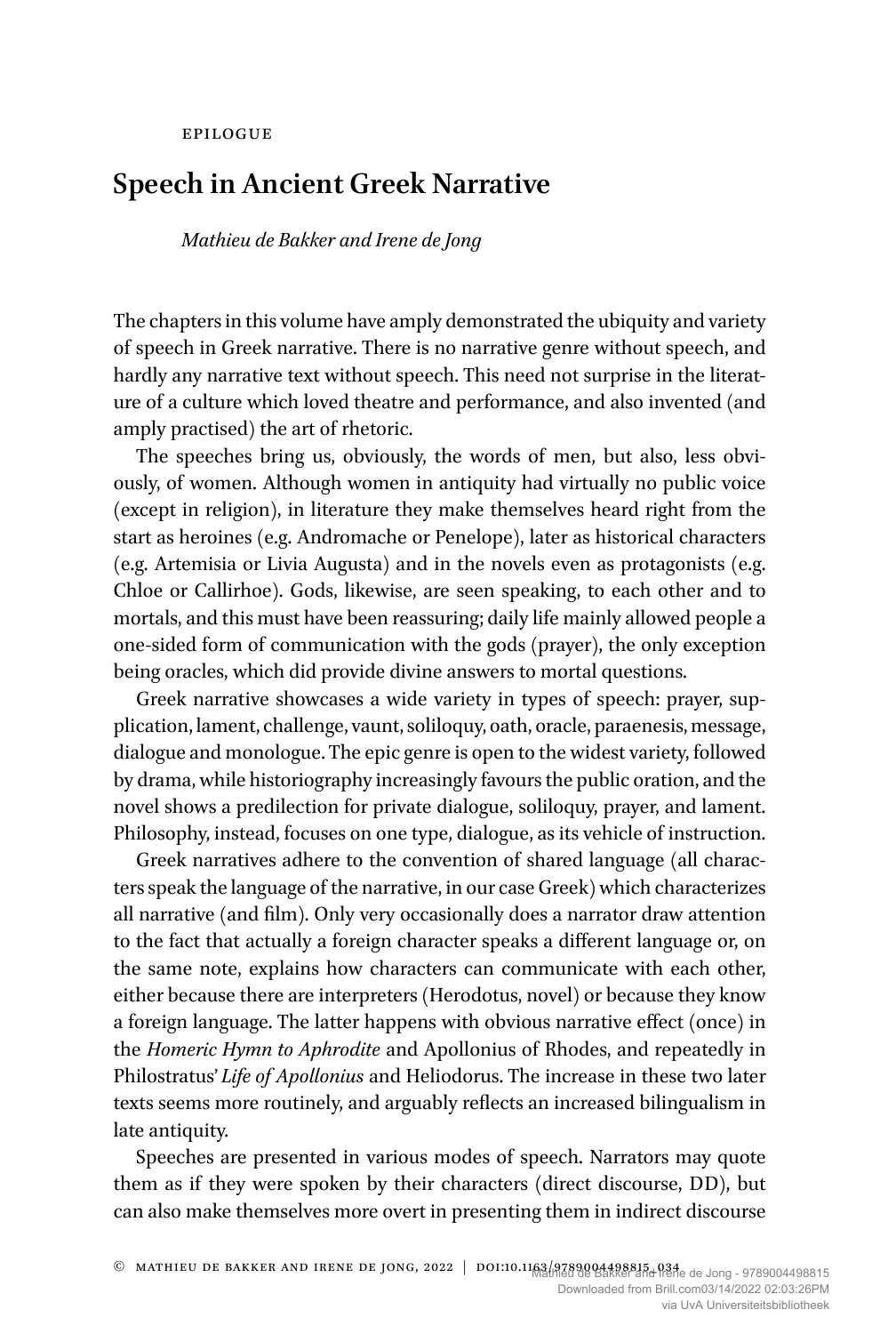EPILOGUE

# Speech in Ancient Greek Narrative

*Mathieu de Bakker and Irene de Jong*

The chapters in this volume have amply demonstrated the ubiquity and variety of speech in Greek narrative. There is no narrative genre without speech, and hardly any narrative text without speech. This need not surprise in the literature of a culture which loved theatre and performance, and also invented (and amply practised) the art of rhetoric.

The speeches bring us, obviously, the words of men, but also, less obviously, of women. Although women in antiquity had virtually no public voice (except in religion), in literature they make themselves heard right from the start as heroines (e.g. Andromache or Penelope), later as historical characters (e.g. Artemisia or Livia Augusta) and in the novels even as protagonists (e.g. Chloe or Callirhoe). Gods, likewise, are seen speaking, to each other and to mortals, and this must have been reassuring; daily life mainly allowed people a one-sided form of communication with the gods (prayer), the only exception being oracles, which did provide divine answers to mortal questions.

Greek narrative showcases a wide variety in types of speech: prayer, supplication, lament, challenge, vaunt, soliloquy, oath, oracle, paraenesis, message, dialogue and monologue. The epic genre is open to the widest variety, followed by drama, while historiography increasingly favours the public oration, and the novel shows a predilection for private dialogue, soliloquy, prayer, and lament. Philosophy, instead, focuses on one type, dialogue, as its vehicle of instruction.

Greek narratives adhere to the convention of shared language (all characters speak the language of the narrative, in our case Greek) which characterizes all narrative (and film). Only very occasionally does a narrator draw attention to the fact that actually a foreign character speaks a different language or, on the same note, explains how characters can communicate with each other, either because there are interpreters (Herodotus, novel) or because they know a foreign language. The latter happens with obvious narrative effect (once) in the *Homeric Hymn to Aphrodite* and Apollonius of Rhodes, and repeatedly in Philostratus' *Life of Apollonius* and Heliodorus. The increase in these two later texts seems more routinely, and arguably reflects an increased bilingualism in late antiquity.

Speeches are presented in various modes of speech. Narrators may quote them as if they were spoken by their characters (direct discourse, DD), but can also make themselves more overt in presenting them in indirect discourse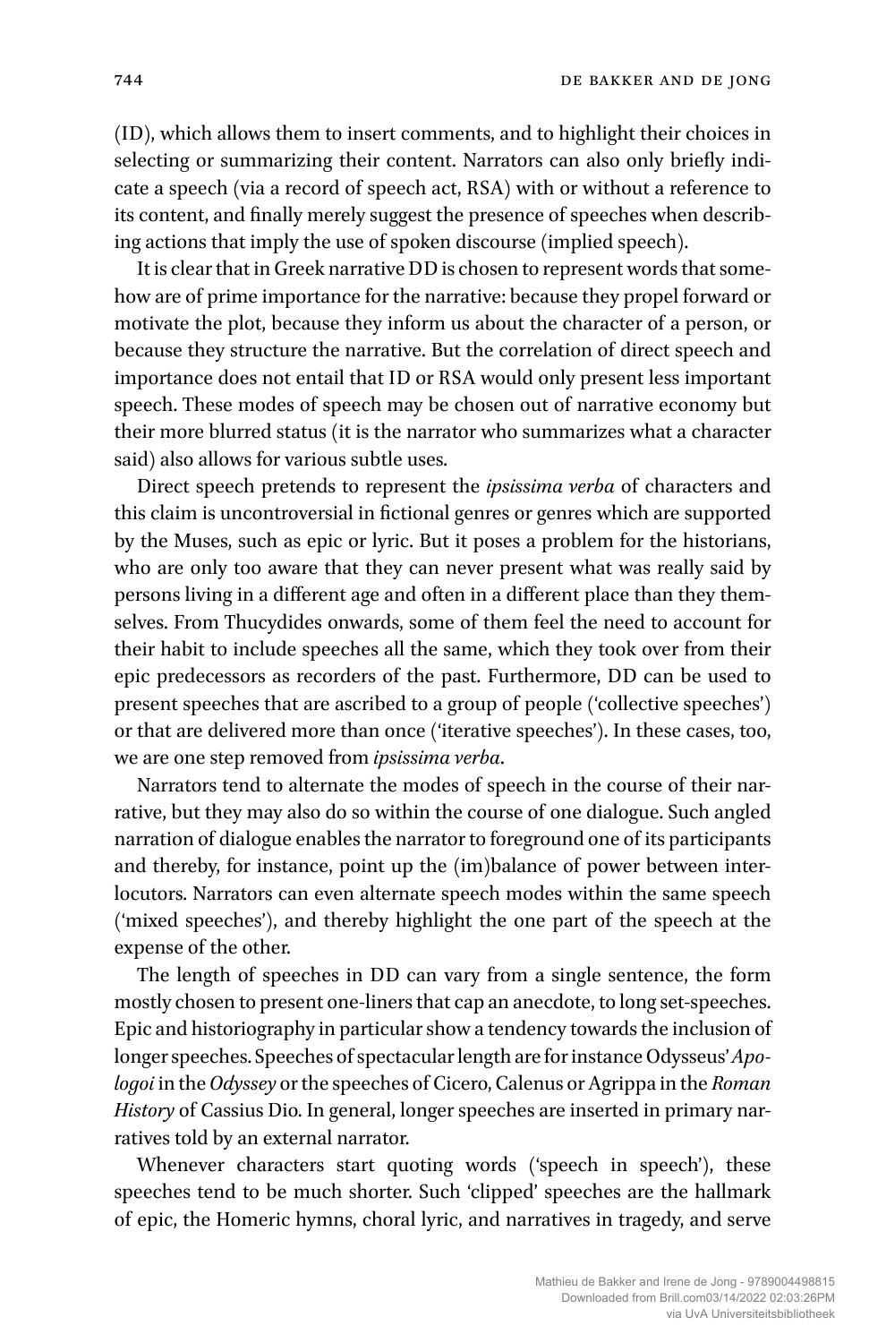(ID), which allows them to insert comments, and to highlight their choices in selecting or summarizing their content. Narrators can also only briefly indicate a speech (via a record of speech act, RSA) with or without a reference to its content, and finally merely suggest the presence of speeches when describing actions that imply the use of spoken discourse (implied speech).

It is clear that in Greek narrative DD is chosen to represent words that somehow are of prime importance for the narrative: because they propel forward or motivate the plot, because they inform us about the character of a person, or because they structure the narrative. But the correlation of direct speech and importance does not entail that ID or RSA would only present less important speech. These modes of speech may be chosen out of narrative economy but their more blurred status (it is the narrator who summarizes what a character said) also allows for various subtle uses.

Direct speech pretends to represent the *ipsissima verba* of characters and this claim is uncontroversial in fictional genres or genres which are supported by the Muses, such as epic or lyric. But it poses a problem for the historians, who are only too aware that they can never present what was really said by persons living in a different age and often in a different place than they themselves. From Thucydides onwards, some of them feel the need to account for their habit to include speeches all the same, which they took over from their epic predecessors as recorders of the past. Furthermore, DD can be used to present speeches that are ascribed to a group of people ('collective speeches') or that are delivered more than once ('iterative speeches'). In these cases, too, we are one step removed from *ipsissima verba*.

Narrators tend to alternate the modes of speech in the course of their narrative, but they may also do so within the course of one dialogue. Such angled narration of dialogue enables the narrator to foreground one of its participants and thereby, for instance, point up the (im)balance of power between interlocutors. Narrators can even alternate speech modes within the same speech ('mixed speeches'), and thereby highlight the one part of the speech at the expense of the other.

The length of speeches in DD can vary from a single sentence, the form mostly chosen to present one-liners that cap an anecdote, to long set-speeches. Epic and historiography in particular show a tendency towards the inclusion of longer speeches. Speeches of spectacular length are for instance Odysseus' *Apologoi* in the *Odyssey* or the speeches of Cicero, Calenus or Agrippa in the *Roman History* of Cassius Dio. In general, longer speeches are inserted in primary narratives told by an external narrator.

Whenever characters start quoting words ('speech in speech'), these speeches tend to be much shorter. Such 'clipped' speeches are the hallmark of epic, the Homeric hymns, choral lyric, and narratives in tragedy, and serve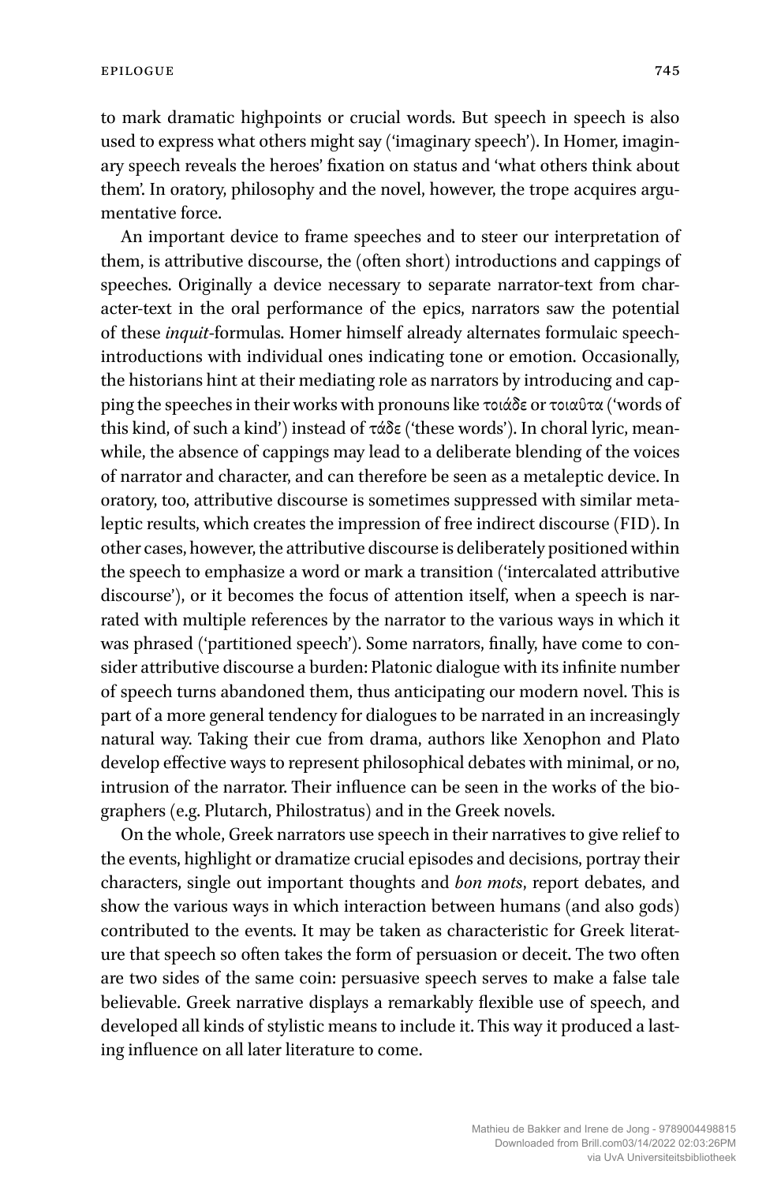to mark dramatic highpoints or crucial words. But speech in speech is also used to express what others might say ('imaginary speech'). In Homer, imaginary speech reveals the heroes' fixation on status and 'what others think about them'. In oratory, philosophy and the novel, however, the trope acquires argumentative force.

An important device to frame speeches and to steer our interpretation of them, is attributive discourse, the (often short) introductions and cappings of speeches. Originally a device necessary to separate narrator-text from character-text in the oral performance of the epics, narrators saw the potential of these *inquit*-formulas. Homer himself already alternates formulaic speech-introductions with individual ones indicating tone or emotion. Occasionally, the historians hint at their mediating role as narrators by introducing and capping the speeches in their works with pronouns like τοιάδε or τοιαῦτα ('words of this kind, of such a kind') instead of τάδε ('these words'). In choral lyric, meanwhile, the absence of cappings may lead to a deliberate blending of the voices of narrator and character, and can therefore be seen as a metaleptic device. In oratory, too, attributive discourse is sometimes suppressed with similar metaleptic results, which creates the impression of free indirect discourse (FID). In other cases, however, the attributive discourse is deliberately positioned within the speech to emphasize a word or mark a transition ('intercalated attributive discourse'), or it becomes the focus of attention itself, when a speech is narrated with multiple references by the narrator to the various ways in which it was phrased ('partitioned speech'). Some narrators, finally, have come to consider attributive discourse a burden: Platonic dialogue with its infinite number of speech turns abandoned them, thus anticipating our modern novel. This is part of a more general tendency for dialogues to be narrated in an increasingly natural way. Taking their cue from drama, authors like Xenophon and Plato develop effective ways to represent philosophical debates with minimal, or no, intrusion of the narrator. Their influence can be seen in the works of the biographers (e.g. Plutarch, Philostratus) and in the Greek novels.

On the whole, Greek narrators use speech in their narratives to give relief to the events, highlight or dramatize crucial episodes and decisions, portray their characters, single out important thoughts and *bon mots*, report debates, and show the various ways in which interaction between humans (and also gods) contributed to the events. It may be taken as characteristic for Greek literature that speech so often takes the form of persuasion or deceit. The two often are two sides of the same coin: persuasive speech serves to make a false tale believable. Greek narrative displays a remarkably flexible use of speech, and developed all kinds of stylistic means to include it. This way it produced a lasting influence on all later literature to come.